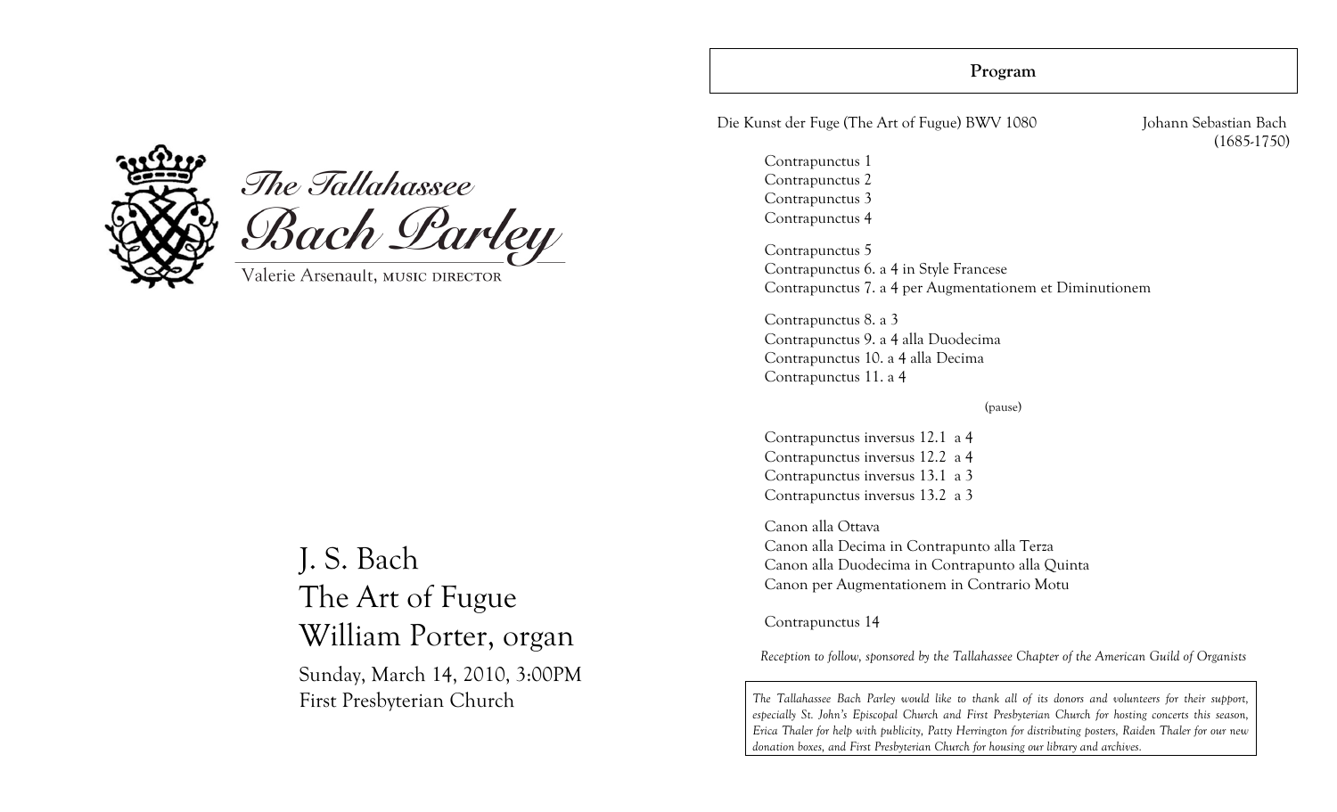# The Tallahassee Bach Parley

Valerie Arsenault, MUSIC DIRECTOR

## J. S. Bach
## The Art of Fugue
## William Porter, organ

Sunday, March 14, 2010, 3:00PM
First Presbyterian Church

---

**Program**

Die Kunst der Fuge (The Art of Fugue) BWV 1080 — Johann Sebastian Bach (1685-1750)

Contrapunctus 1
Contrapunctus 2
Contrapunctus 3
Contrapunctus 4

Contrapunctus 5
Contrapunctus 6. a 4 in Style Francese
Contrapunctus 7. a 4 per Augmentationem et Diminutionem

Contrapunctus 8. a 3
Contrapunctus 9. a 4 alla Duodecima
Contrapunctus 10. a 4 alla Decima
Contrapunctus 11. a 4

(pause)

Contrapunctus inversus 12.1 a 4
Contrapunctus inversus 12.2 a 4
Contrapunctus inversus 13.1 a 3
Contrapunctus inversus 13.2 a 3

Canon alla Ottava
Canon alla Decima in Contrapunto alla Terza
Canon alla Duodecima in Contrapunto alla Quinta
Canon per Augmentationem in Contrario Motu

Contrapunctus 14

*Reception to follow, sponsored by the Tallahassee Chapter of the American Guild of Organists*

*The Tallahassee Bach Parley would like to thank all of its donors and volunteers for their support, especially St. John's Episcopal Church and First Presbyterian Church for hosting concerts this season, Erica Thaler for help with publicity, Patty Herrington for distributing posters, Raiden Thaler for our new donation boxes, and First Presbyterian Church for housing our library and archives.*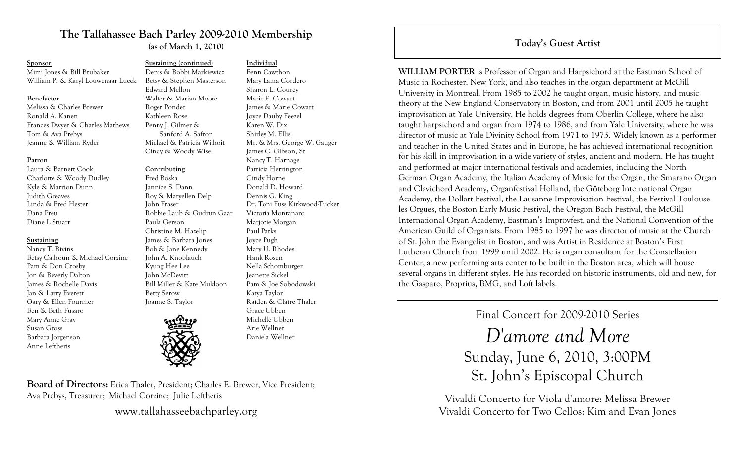## The Tallahassee Bach Parley 2009-2010 Membership

**(as of March 1, 2010)**

**Sponsor**

Mimi Jones & Bill Brubaker
William P. & Karyl Louwenaar Lueck

**Benefactor**

Melissa & Charles Brewer
Ronald A. Kanen
Frances Dwyer & Charles Mathews
Tom & Ava Prebys
Jeanne & William Ryder

**Patron**

Laura & Barnett Cook
Charlotte & Woody Dudley
Kyle & Marrion Dunn
Judith Greaves
Linda & Fred Hester
Dana Preu
Diane L Stuart

**Sustaining**

Nancy T. Bivins
Betsy Calhoun & Michael Corzine
Pam & Don Crosby
Jon & Beverly Dalton
James & Rochelle Davis
Jan & Larry Everett
Gary & Ellen Fournier
Ben & Beth Fusaro
Mary Anne Gray
Susan Gross
Barbara Jorgenson
Anne Leftheris

**Sustaining (continued)**

Denis & Bobbi Markiewicz
Betsy & Stephen Masterson
Edward Mellon
Walter & Marian Moore
Roger Ponder
Kathleen Rose
Penny J. Gilmer & Sanford A. Safron
Michael & Patricia Wilhoit
Cindy & Woody Wise

**Contributing**

Fred Boska
Jannice S. Dann
Roy & Maryellen Delp
John Fraser
Robbie Laub & Gudrun Gaar
Paula Gerson
Christine M. Hazelip
James & Barbara Jones
Bob & Jane Kennedy
John A. Knoblauch
Kyung Hee Lee
John McDevitt
Bill Miller & Kate Muldoon
Betty Serow
Joanne S. Taylor

**Individual**

Fenn Cawthon
Mary Lama Cordero
Sharon L. Courey
Marie E. Cowart
James & Marie Cowart
Joyce Dauby Feezel
Karen W. Dix
Shirley M. Ellis
Mr. & Mrs. George W. Gauger
James C. Gibson, Sr
Nancy T. Harnage
Patricia Herrington
Cindy Horne
Donald D. Howard
Dennis G. King
Dr. Toni Fuss Kirkwood-Tucker
Victoria Montanaro
Marjorie Morgan
Paul Parks
Joyce Pugh
Mary U. Rhodes
Hank Rosen
Nella Schomburger
Jeanette Sickel
Pam & Joe Sobodowski
Katya Taylor
Raiden & Claire Thaler
Grace Ubben
Michelle Ubben
Arie Wellner
Daniela Wellner

**Board of Directors:** Erica Thaler, President; Charles E. Brewer, Vice President; Ava Prebys, Treasurer; Michael Corzine; Julie Leftheris

www.tallahasseebachparley.org

## Today's Guest Artist

**WILLIAM PORTER** is Professor of Organ and Harpsichord at the Eastman School of Music in Rochester, New York, and also teaches in the organ department at McGill University in Montreal. From 1985 to 2002 he taught organ, music history, and music theory at the New England Conservatory in Boston, and from 2001 until 2005 he taught improvisation at Yale University. He holds degrees from Oberlin College, where he also taught harpsichord and organ from 1974 to 1986, and from Yale University, where he was director of music at Yale Divinity School from 1971 to 1973. Widely known as a performer and teacher in the United States and in Europe, he has achieved international recognition for his skill in improvisation in a wide variety of styles, ancient and modern. He has taught and performed at major international festivals and academies, including the North German Organ Academy, the Italian Academy of Music for the Organ, the Smarano Organ and Clavichord Academy, Organfestival Holland, the Göteborg International Organ Academy, the Dollart Festival, the Lausanne Improvisation Festival, the Festival Toulouse les Orgues, the Boston Early Music Festival, the Oregon Bach Festival, the McGill International Organ Academy, Eastman's Improvfest, and the National Convention of the American Guild of Organists. From 1985 to 1997 he was director of music at the Church of St. John the Evangelist in Boston, and was Artist in Residence at Boston's First Lutheran Church from 1999 until 2002. He is organ consultant for the Constellation Center, a new performing arts center to be built in the Boston area, which will house several organs in different styles. He has recorded on historic instruments, old and new, for the Gasparo, Proprius, BMG, and Loft labels.

---

Final Concert for 2009-2010 Series

# *D'amore and More*

Sunday, June 6, 2010, 3:00PM
St. John's Episcopal Church

Vivaldi Concerto for Viola d'amore: Melissa Brewer
Vivaldi Concerto for Two Cellos: Kim and Evan Jones